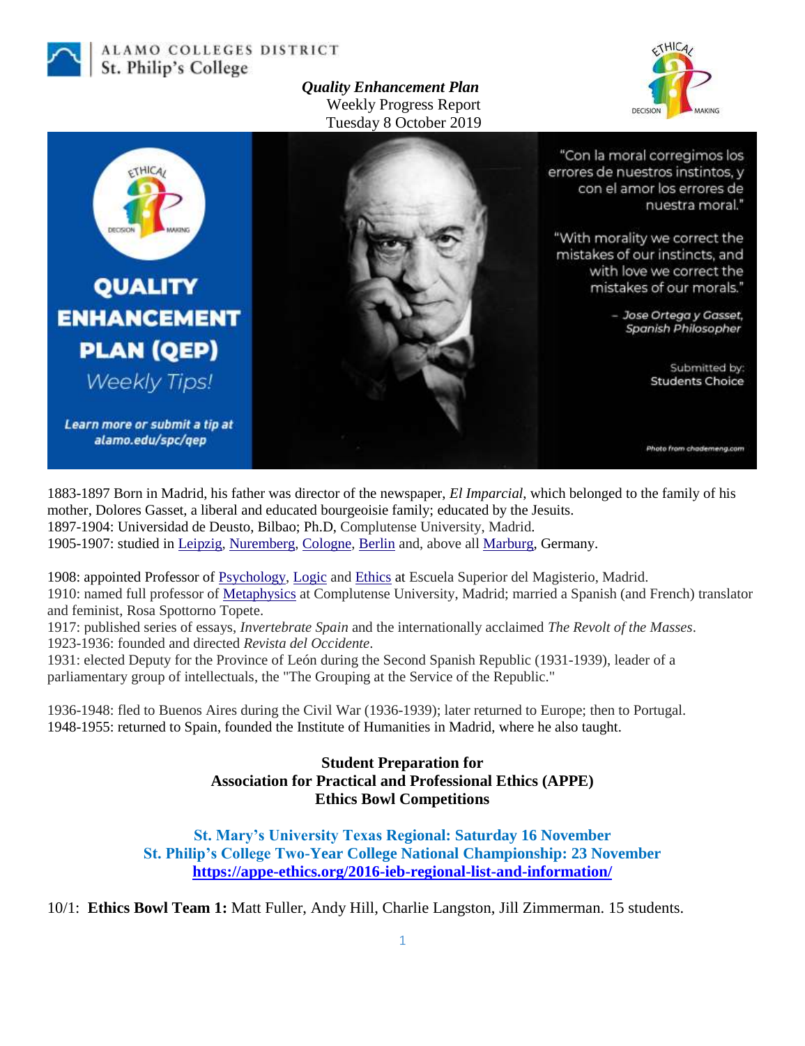ALAMO COLLEGES DISTRICT
St. Philip's College

***Quality Enhancement Plan***
Weekly Progress Report
Tuesday 8 October 2019

**QUALITY ENHANCEMENT PLAN (QEP)**
*Weekly Tips!*

***Learn more or submit a tip at alamo.edu/spc/qep***

"Con la moral corregimos los errores de nuestros instintos, y con el amor los errores de nuestra moral."

"With morality we correct the mistakes of our instincts, and with love we correct the mistakes of our morals."

– *Jose Ortega y Gasset, Spanish Philosopher*

Submitted by:
Students Choice

Photo from chademeng.com

1883-1897 Born in Madrid, his father was director of the newspaper, *El Imparcial*, which belonged to the family of his mother, Dolores Gasset, a liberal and educated bourgeoisie family; educated by the Jesuits.
1897-1904: Universidad de Deusto, Bilbao; Ph.D, Complutense University, Madrid.
1905-1907: studied in Leipzig, Nuremberg, Cologne, Berlin and, above all Marburg, Germany.

1908: appointed Professor of Psychology, Logic and Ethics at Escuela Superior del Magisterio, Madrid.
1910: named full professor of Metaphysics at Complutense University, Madrid; married a Spanish (and French) translator and feminist, Rosa Spottorno Topete.
1917: published series of essays, *Invertebrate Spain* and the internationally acclaimed *The Revolt of the Masses*.
1923-1936: founded and directed *Revista del Occidente*.
1931: elected Deputy for the Province of León during the Second Spanish Republic (1931-1939), leader of a parliamentary group of intellectuals, the "The Grouping at the Service of the Republic."

1936-1948: fled to Buenos Aires during the Civil War (1936-1939); later returned to Europe; then to Portugal.
1948-1955: returned to Spain, founded the Institute of Humanities in Madrid, where he also taught.

**Student Preparation for**
**Association for Practical and Professional Ethics (APPE)**
**Ethics Bowl Competitions**

**St. Mary's University Texas Regional: Saturday 16 November**
**St. Philip's College Two-Year College National Championship: 23 November**
**https://appe-ethics.org/2016-ieb-regional-list-and-information/**

10/1: **Ethics Bowl Team 1:** Matt Fuller, Andy Hill, Charlie Langston, Jill Zimmerman. 15 students.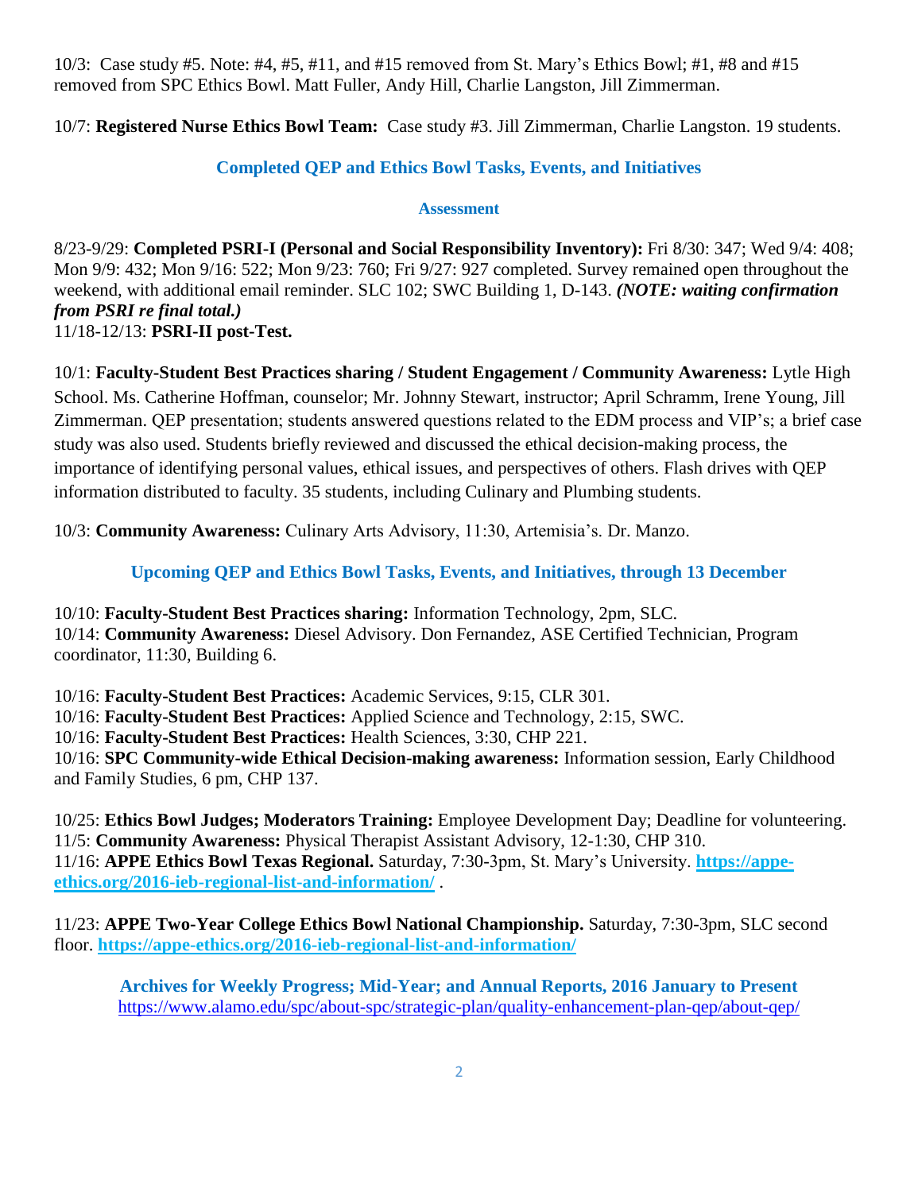10/3: Case study #5. Note: #4, #5, #11, and #15 removed from St. Mary's Ethics Bowl; #1, #8 and #15 removed from SPC Ethics Bowl. Matt Fuller, Andy Hill, Charlie Langston, Jill Zimmerman.

10/7: **Registered Nurse Ethics Bowl Team:** Case study #3. Jill Zimmerman, Charlie Langston. 19 students.

## Completed QEP and Ethics Bowl Tasks, Events, and Initiatives

### Assessment

8/23-9/29: **Completed PSRI-I (Personal and Social Responsibility Inventory):** Fri 8/30: 347; Wed 9/4: 408; Mon 9/9: 432; Mon 9/16: 522; Mon 9/23: 760; Fri 9/27: 927 completed. Survey remained open throughout the weekend, with additional email reminder. SLC 102; SWC Building 1, D-143. ***(NOTE: waiting confirmation from PSRI re final total.)***
11/18-12/13: **PSRI-II post-Test.**

10/1: **Faculty-Student Best Practices sharing / Student Engagement / Community Awareness:** Lytle High School. Ms. Catherine Hoffman, counselor; Mr. Johnny Stewart, instructor; April Schramm, Irene Young, Jill Zimmerman. QEP presentation; students answered questions related to the EDM process and VIP's; a brief case study was also used. Students briefly reviewed and discussed the ethical decision-making process, the importance of identifying personal values, ethical issues, and perspectives of others. Flash drives with QEP information distributed to faculty. 35 students, including Culinary and Plumbing students.

10/3: **Community Awareness:** Culinary Arts Advisory, 11:30, Artemisia's. Dr. Manzo.

## Upcoming QEP and Ethics Bowl Tasks, Events, and Initiatives, through 13 December

10/10: **Faculty-Student Best Practices sharing:** Information Technology, 2pm, SLC.
10/14: **Community Awareness:** Diesel Advisory. Don Fernandez, ASE Certified Technician, Program coordinator, 11:30, Building 6.

10/16: **Faculty-Student Best Practices:** Academic Services, 9:15, CLR 301.
10/16: **Faculty-Student Best Practices:** Applied Science and Technology, 2:15, SWC.
10/16: **Faculty-Student Best Practices:** Health Sciences, 3:30, CHP 221.
10/16: **SPC Community-wide Ethical Decision-making awareness:** Information session, Early Childhood and Family Studies, 6 pm, CHP 137.

10/25: **Ethics Bowl Judges; Moderators Training:** Employee Development Day; Deadline for volunteering.
11/5: **Community Awareness:** Physical Therapist Assistant Advisory, 12-1:30, CHP 310.
11/16: **APPE Ethics Bowl Texas Regional.** Saturday, 7:30-3pm, St. Mary's University. **https://appe-ethics.org/2016-ieb-regional-list-and-information/** .

11/23: **APPE Two-Year College Ethics Bowl National Championship.** Saturday, 7:30-3pm, SLC second floor. **https://appe-ethics.org/2016-ieb-regional-list-and-information/**

**Archives for Weekly Progress; Mid-Year; and Annual Reports, 2016 January to Present**
https://www.alamo.edu/spc/about-spc/strategic-plan/quality-enhancement-plan-qep/about-qep/